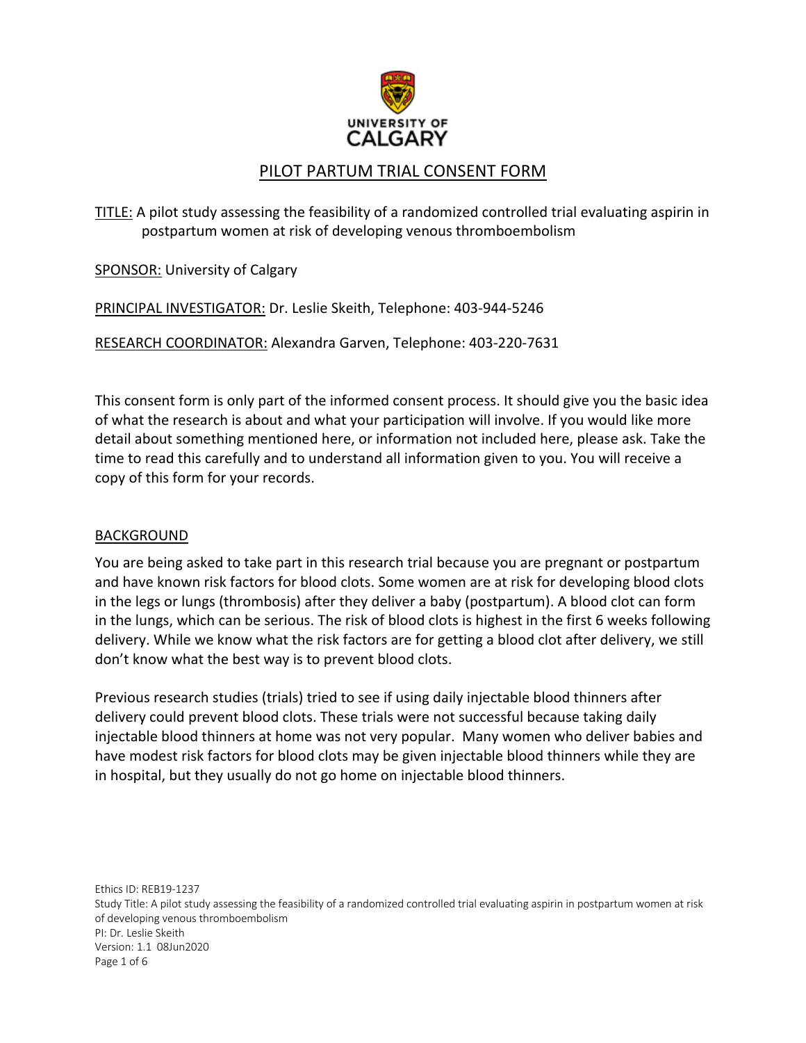# PILOT PARTUM TRIAL CONSENT FORM

TITLE: A pilot study assessing the feasibility of a randomized controlled trial evaluating aspirin in postpartum women at risk of developing venous thromboembolism

SPONSOR: University of Calgary

PRINCIPAL INVESTIGATOR: Dr. Leslie Skeith, Telephone: 403-944-5246

RESEARCH COORDINATOR: Alexandra Garven, Telephone: 403-220-7631

This consent form is only part of the informed consent process. It should give you the basic idea of what the research is about and what your participation will involve. If you would like more detail about something mentioned here, or information not included here, please ask. Take the time to read this carefully and to understand all information given to you. You will receive a copy of this form for your records.

## BACKGROUND

You are being asked to take part in this research trial because you are pregnant or postpartum and have known risk factors for blood clots. Some women are at risk for developing blood clots in the legs or lungs (thrombosis) after they deliver a baby (postpartum). A blood clot can form in the lungs, which can be serious. The risk of blood clots is highest in the first 6 weeks following delivery. While we know what the risk factors are for getting a blood clot after delivery, we still don't know what the best way is to prevent blood clots.

Previous research studies (trials) tried to see if using daily injectable blood thinners after delivery could prevent blood clots. These trials were not successful because taking daily injectable blood thinners at home was not very popular. Many women who deliver babies and have modest risk factors for blood clots may be given injectable blood thinners while they are in hospital, but they usually do not go home on injectable blood thinners.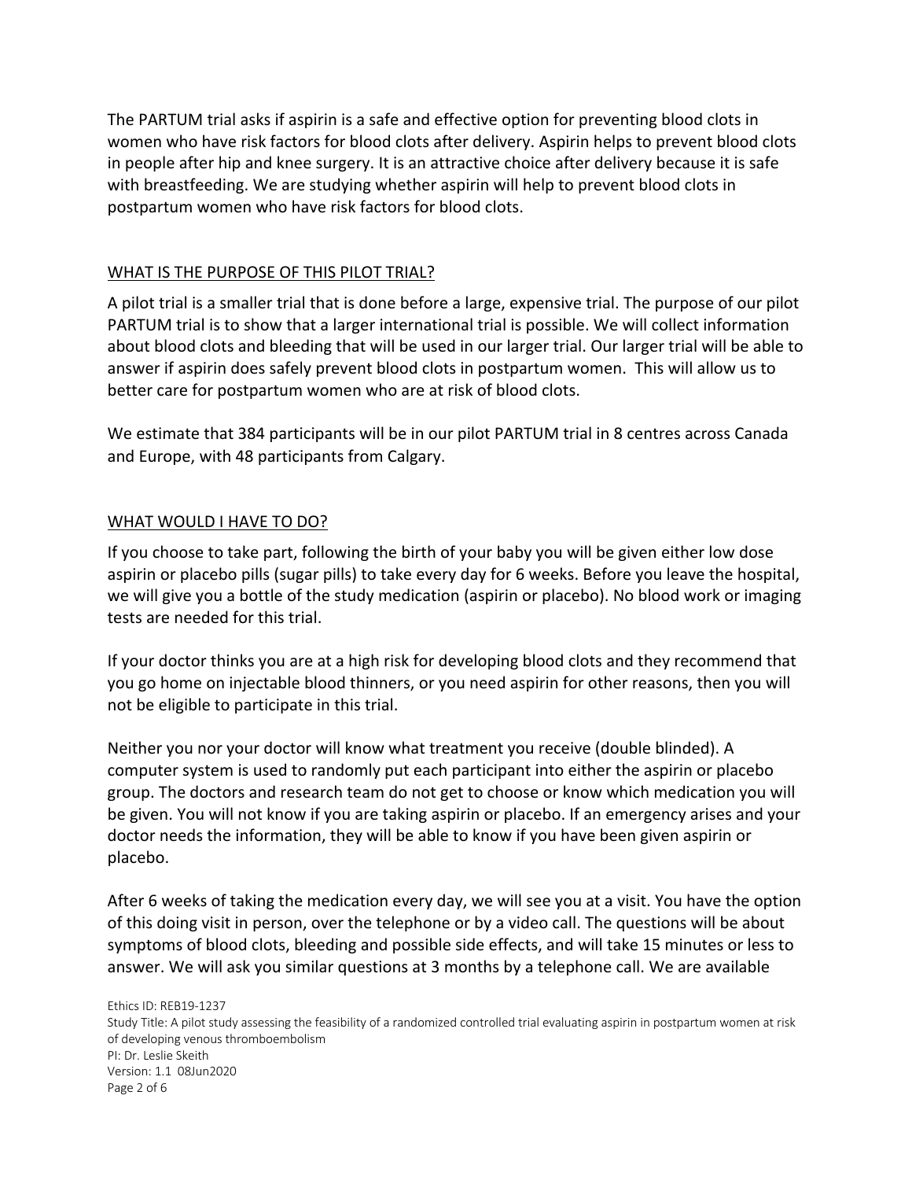The PARTUM trial asks if aspirin is a safe and effective option for preventing blood clots in women who have risk factors for blood clots after delivery. Aspirin helps to prevent blood clots in people after hip and knee surgery. It is an attractive choice after delivery because it is safe with breastfeeding. We are studying whether aspirin will help to prevent blood clots in postpartum women who have risk factors for blood clots.

## WHAT IS THE PURPOSE OF THIS PILOT TRIAL?

A pilot trial is a smaller trial that is done before a large, expensive trial. The purpose of our pilot PARTUM trial is to show that a larger international trial is possible. We will collect information about blood clots and bleeding that will be used in our larger trial. Our larger trial will be able to answer if aspirin does safely prevent blood clots in postpartum women. This will allow us to better care for postpartum women who are at risk of blood clots.

We estimate that 384 participants will be in our pilot PARTUM trial in 8 centres across Canada and Europe, with 48 participants from Calgary.

## WHAT WOULD I HAVE TO DO?

If you choose to take part, following the birth of your baby you will be given either low dose aspirin or placebo pills (sugar pills) to take every day for 6 weeks. Before you leave the hospital, we will give you a bottle of the study medication (aspirin or placebo). No blood work or imaging tests are needed for this trial.

If your doctor thinks you are at a high risk for developing blood clots and they recommend that you go home on injectable blood thinners, or you need aspirin for other reasons, then you will not be eligible to participate in this trial.

Neither you nor your doctor will know what treatment you receive (double blinded). A computer system is used to randomly put each participant into either the aspirin or placebo group. The doctors and research team do not get to choose or know which medication you will be given. You will not know if you are taking aspirin or placebo. If an emergency arises and your doctor needs the information, they will be able to know if you have been given aspirin or placebo.

After 6 weeks of taking the medication every day, we will see you at a visit. You have the option of this doing visit in person, over the telephone or by a video call. The questions will be about symptoms of blood clots, bleeding and possible side effects, and will take 15 minutes or less to answer. We will ask you similar questions at 3 months by a telephone call. We are available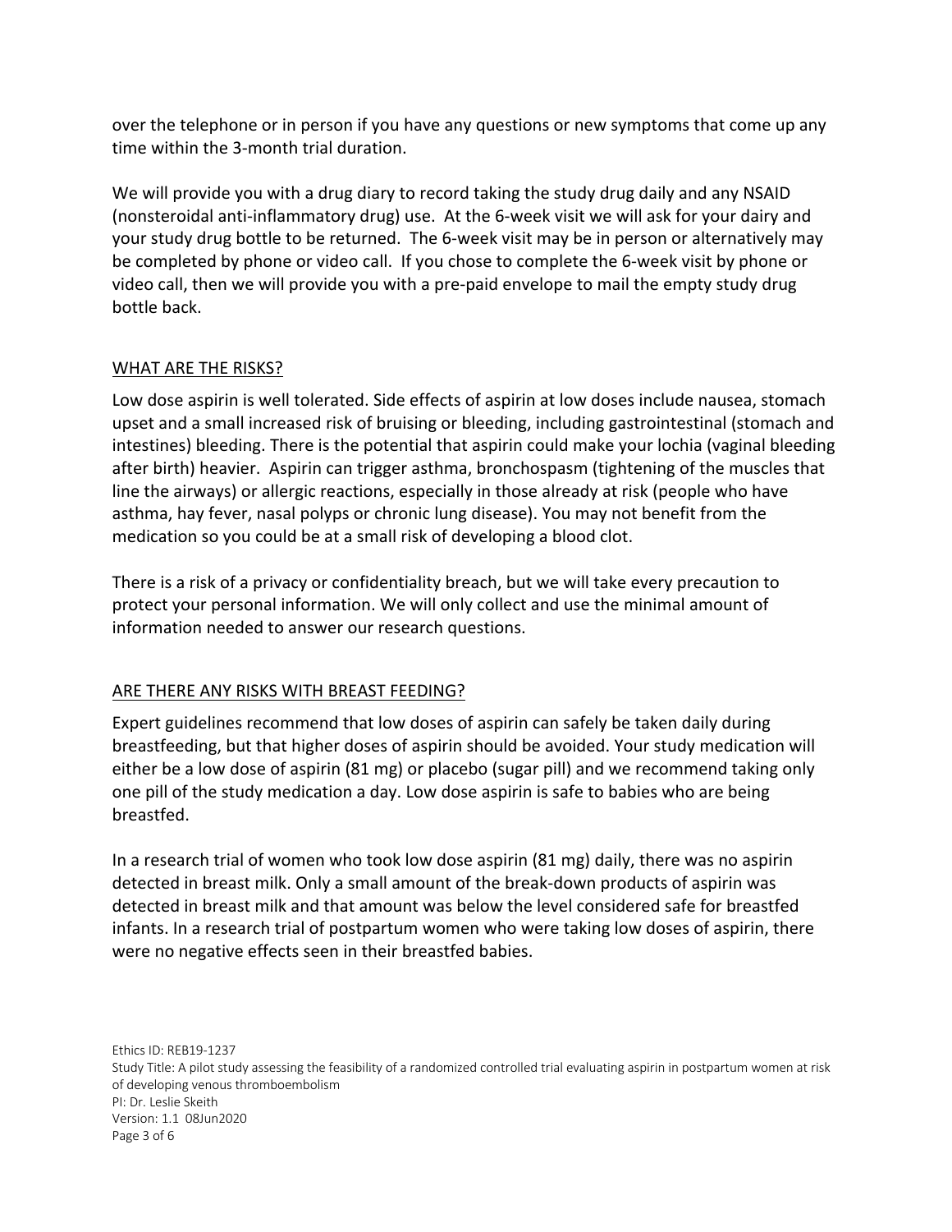over the telephone or in person if you have any questions or new symptoms that come up any time within the 3-month trial duration.

We will provide you with a drug diary to record taking the study drug daily and any NSAID (nonsteroidal anti-inflammatory drug) use. At the 6-week visit we will ask for your dairy and your study drug bottle to be returned. The 6-week visit may be in person or alternatively may be completed by phone or video call. If you chose to complete the 6-week visit by phone or video call, then we will provide you with a pre-paid envelope to mail the empty study drug bottle back.

## WHAT ARE THE RISKS?

Low dose aspirin is well tolerated. Side effects of aspirin at low doses include nausea, stomach upset and a small increased risk of bruising or bleeding, including gastrointestinal (stomach and intestines) bleeding. There is the potential that aspirin could make your lochia (vaginal bleeding after birth) heavier. Aspirin can trigger asthma, bronchospasm (tightening of the muscles that line the airways) or allergic reactions, especially in those already at risk (people who have asthma, hay fever, nasal polyps or chronic lung disease). You may not benefit from the medication so you could be at a small risk of developing a blood clot.

There is a risk of a privacy or confidentiality breach, but we will take every precaution to protect your personal information. We will only collect and use the minimal amount of information needed to answer our research questions.

## ARE THERE ANY RISKS WITH BREAST FEEDING?

Expert guidelines recommend that low doses of aspirin can safely be taken daily during breastfeeding, but that higher doses of aspirin should be avoided. Your study medication will either be a low dose of aspirin (81 mg) or placebo (sugar pill) and we recommend taking only one pill of the study medication a day. Low dose aspirin is safe to babies who are being breastfed.

In a research trial of women who took low dose aspirin (81 mg) daily, there was no aspirin detected in breast milk. Only a small amount of the break-down products of aspirin was detected in breast milk and that amount was below the level considered safe for breastfed infants. In a research trial of postpartum women who were taking low doses of aspirin, there were no negative effects seen in their breastfed babies.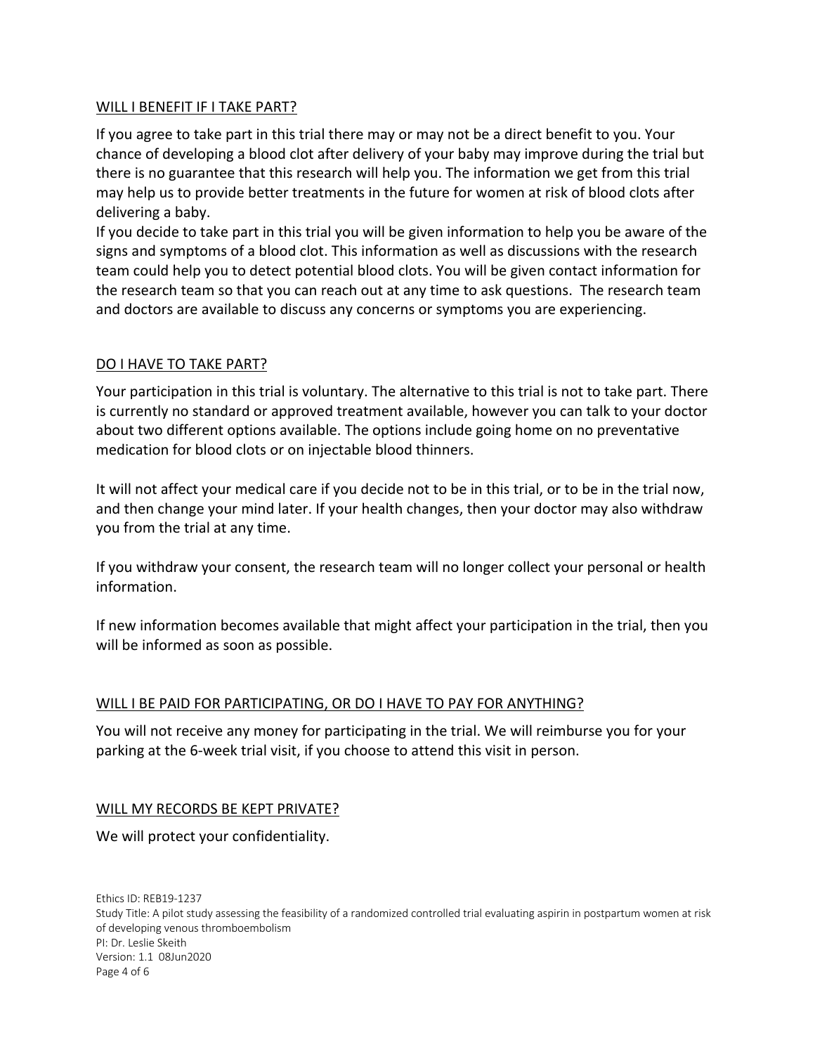## WILL I BENEFIT IF I TAKE PART?

If you agree to take part in this trial there may or may not be a direct benefit to you. Your chance of developing a blood clot after delivery of your baby may improve during the trial but there is no guarantee that this research will help you. The information we get from this trial may help us to provide better treatments in the future for women at risk of blood clots after delivering a baby.

If you decide to take part in this trial you will be given information to help you be aware of the signs and symptoms of a blood clot. This information as well as discussions with the research team could help you to detect potential blood clots. You will be given contact information for the research team so that you can reach out at any time to ask questions. The research team and doctors are available to discuss any concerns or symptoms you are experiencing.

## DO I HAVE TO TAKE PART?

Your participation in this trial is voluntary. The alternative to this trial is not to take part. There is currently no standard or approved treatment available, however you can talk to your doctor about two different options available. The options include going home on no preventative medication for blood clots or on injectable blood thinners.

It will not affect your medical care if you decide not to be in this trial, or to be in the trial now, and then change your mind later. If your health changes, then your doctor may also withdraw you from the trial at any time.

If you withdraw your consent, the research team will no longer collect your personal or health information.

If new information becomes available that might affect your participation in the trial, then you will be informed as soon as possible.

## WILL I BE PAID FOR PARTICIPATING, OR DO I HAVE TO PAY FOR ANYTHING?

You will not receive any money for participating in the trial. We will reimburse you for your parking at the 6-week trial visit, if you choose to attend this visit in person.

## WILL MY RECORDS BE KEPT PRIVATE?

We will protect your confidentiality.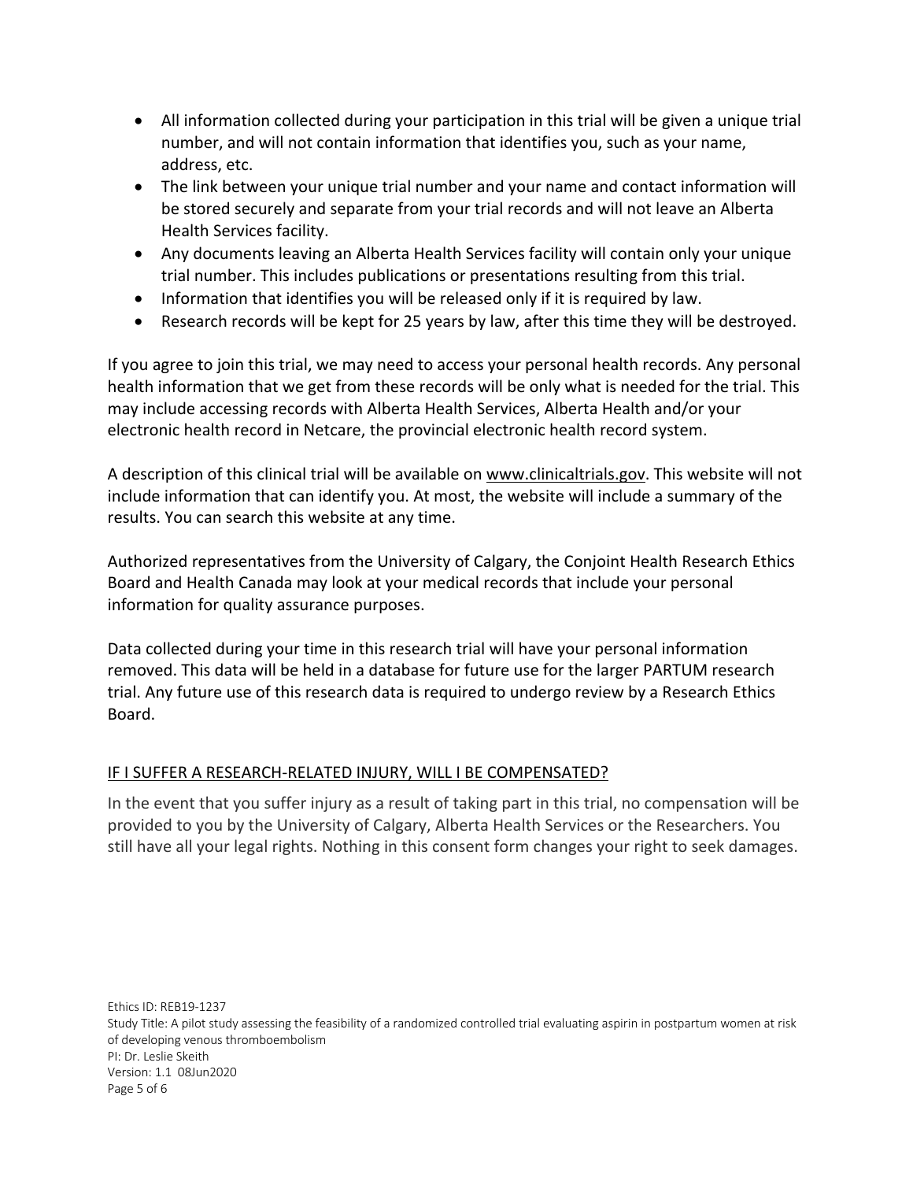- All information collected during your participation in this trial will be given a unique trial number, and will not contain information that identifies you, such as your name, address, etc.
- The link between your unique trial number and your name and contact information will be stored securely and separate from your trial records and will not leave an Alberta Health Services facility.
- Any documents leaving an Alberta Health Services facility will contain only your unique trial number. This includes publications or presentations resulting from this trial.
- Information that identifies you will be released only if it is required by law.
- Research records will be kept for 25 years by law, after this time they will be destroyed.

If you agree to join this trial, we may need to access your personal health records. Any personal health information that we get from these records will be only what is needed for the trial. This may include accessing records with Alberta Health Services, Alberta Health and/or your electronic health record in Netcare, the provincial electronic health record system.

A description of this clinical trial will be available on www.clinicaltrials.gov. This website will not include information that can identify you. At most, the website will include a summary of the results. You can search this website at any time.

Authorized representatives from the University of Calgary, the Conjoint Health Research Ethics Board and Health Canada may look at your medical records that include your personal information for quality assurance purposes.

Data collected during your time in this research trial will have your personal information removed. This data will be held in a database for future use for the larger PARTUM research trial. Any future use of this research data is required to undergo review by a Research Ethics Board.

## IF I SUFFER A RESEARCH-RELATED INJURY, WILL I BE COMPENSATED?

In the event that you suffer injury as a result of taking part in this trial, no compensation will be provided to you by the University of Calgary, Alberta Health Services or the Researchers. You still have all your legal rights. Nothing in this consent form changes your right to seek damages.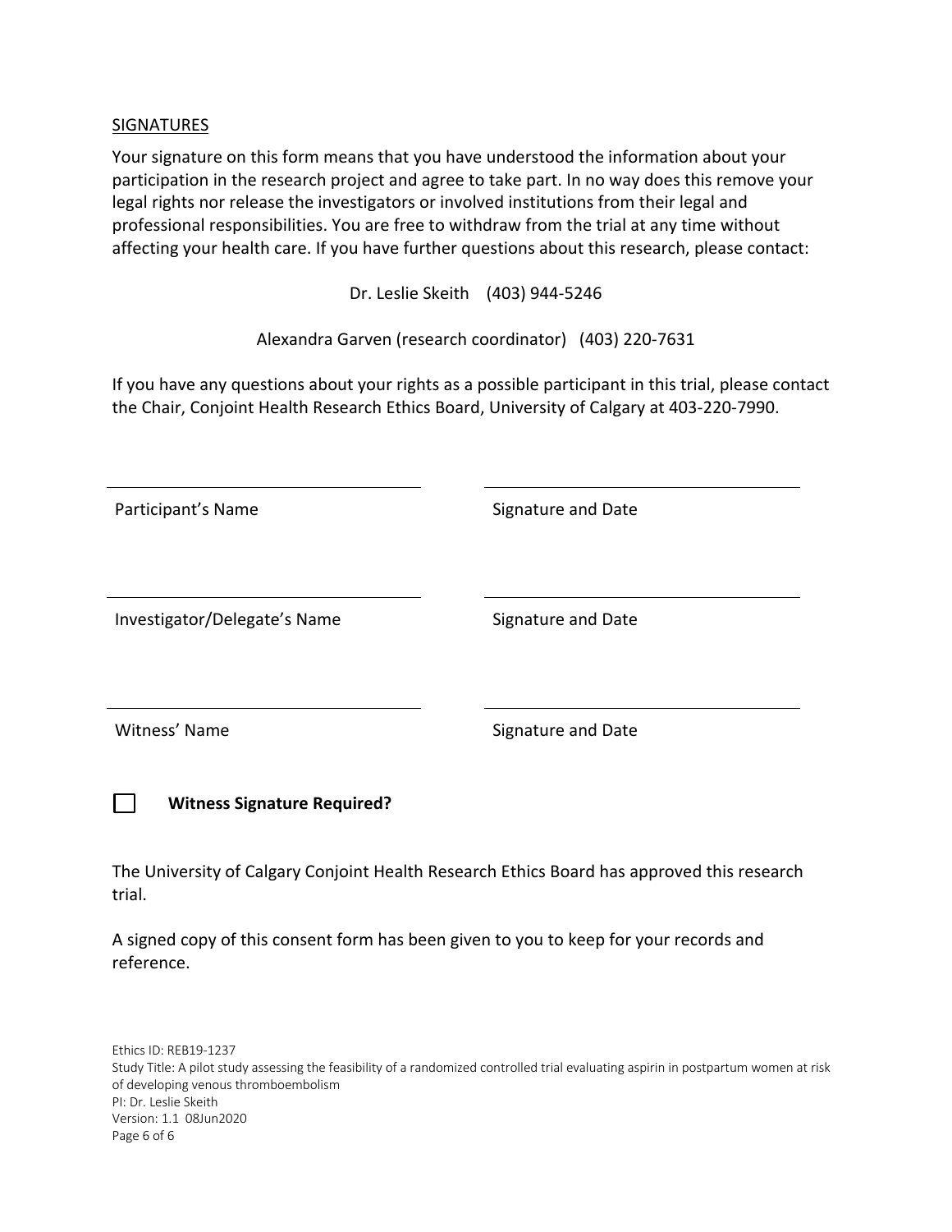SIGNATURES

Your signature on this form means that you have understood the information about your participation in the research project and agree to take part. In no way does this remove your legal rights nor release the investigators or involved institutions from their legal and professional responsibilities. You are free to withdraw from the trial at any time without affecting your health care. If you have further questions about this research, please contact:

Dr. Leslie Skeith (403) 944-5246

Alexandra Garven (research coordinator) (403) 220-7631

If you have any questions about your rights as a possible participant in this trial, please contact the Chair, Conjoint Health Research Ethics Board, University of Calgary at 403-220-7990.

| | |
|---|---|
| ______________________________ | ______________________________ |
| Participant's Name | Signature and Date |
| ______________________________ | ______________________________ |
| Investigator/Delegate's Name | Signature and Date |
| ______________________________ | ______________________________ |
| Witness' Name | Signature and Date |

☐ **Witness Signature Required?**

The University of Calgary Conjoint Health Research Ethics Board has approved this research trial.

A signed copy of this consent form has been given to you to keep for your records and reference.

Ethics ID: REB19-1237
Study Title: A pilot study assessing the feasibility of a randomized controlled trial evaluating aspirin in postpartum women at risk of developing venous thromboembolism
PI: Dr. Leslie Skeith
Version: 1.1 08Jun2020